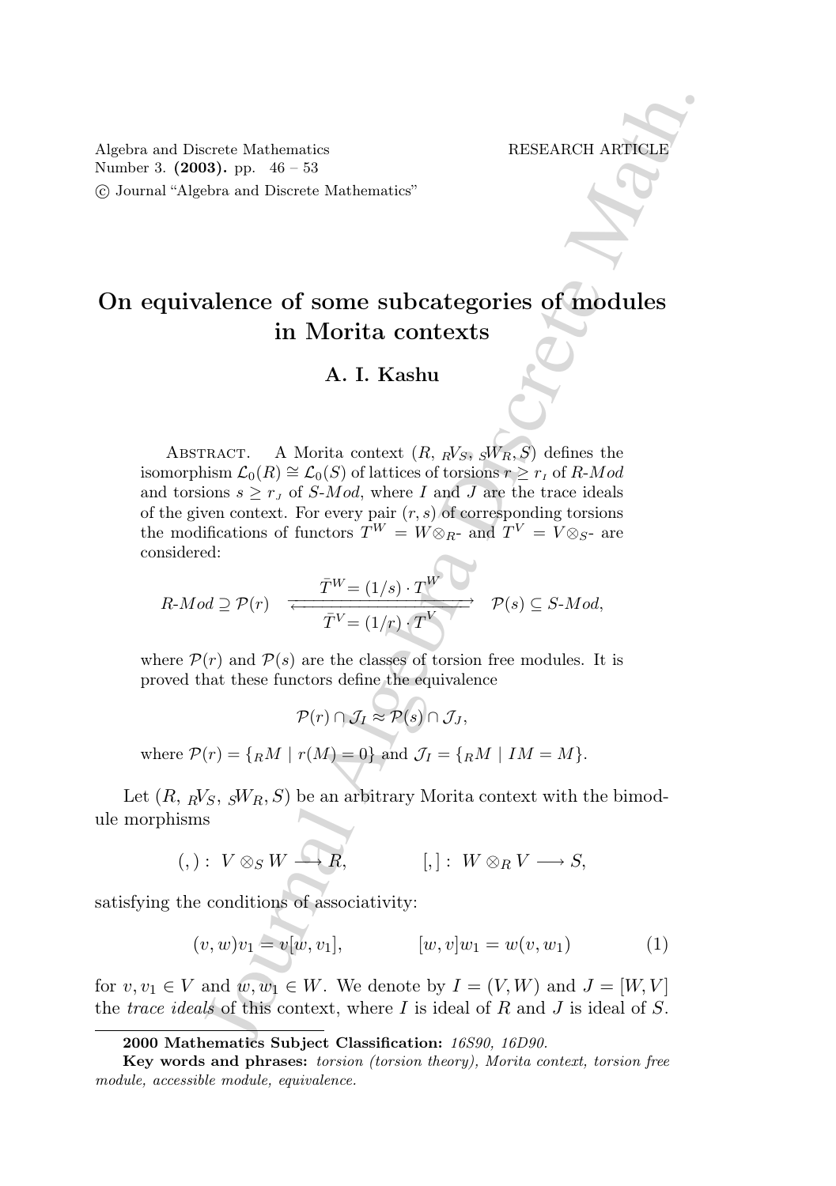Algebra and Discrete Mathematics
Number 3. **(2003).** pp. 46 – 53
© Journal "Algebra and Discrete Mathematics"

RESEARCH ARTICLE

# On equivalence of some subcategories of modules in Morita contexts

### A. I. Kashu

Abstract. A Morita context $(R, {}_RV_S, {}_SW_R, S)$ defines the isomorphism $\mathcal{L}_0(R) \cong \mathcal{L}_0(S)$ of lattices of torsions $r \geq r_I$ of $R$-$Mod$ and torsions $s \geq r_J$ of $S$-$Mod$, where $I$ and $J$ are the trace ideals of the given context. For every pair $(r, s)$ of corresponding torsions the modifications of functors $T^W = W \otimes_R$- and $T^V = V \otimes_S$- are considered:

$$R\text{-}Mod \supseteq \mathcal{P}(r) \quad \underset{\bar{T}^V = (1/r)\cdot T^V}{\overset{\bar{T}^W = (1/s)\cdot T^W}{\longleftrightarrow}} \quad \mathcal{P}(s) \subseteq S\text{-}Mod,$$

where $\mathcal{P}(r)$ and $\mathcal{P}(s)$ are the classes of torsion free modules. It is proved that these functors define the equivalence

$$\mathcal{P}(r) \cap \mathcal{J}_I \approx \mathcal{P}(s) \cap \mathcal{J}_J,$$

where $\mathcal{P}(r) = \{{}_RM \mid r(M) = 0\}$ and $\mathcal{J}_I = \{{}_RM \mid IM = M\}$.

Let $(R, {}_RV_S, {}_SW_R, S)$ be an arbitrary Morita context with the bimodule morphisms

$$(,): \; V \otimes_S W \longrightarrow R, \qquad\qquad [,]: \; W \otimes_R V \longrightarrow S,$$

satisfying the conditions of associativity:

$$(v, w)v_1 = v[w, v_1], \qquad\qquad [w, v]w_1 = w(v, w_1) \tag{1}$$

for $v, v_1 \in V$ and $w, w_1 \in W$. We denote by $I = (V, W)$ and $J = [W, V]$ the *trace ideals* of this context, where $I$ is ideal of $R$ and $J$ is ideal of $S$.

---

**2000 Mathematics Subject Classification:** *16S90, 16D90.*

**Key words and phrases:** *torsion (torsion theory), Morita context, torsion free module, accessible module, equivalence.*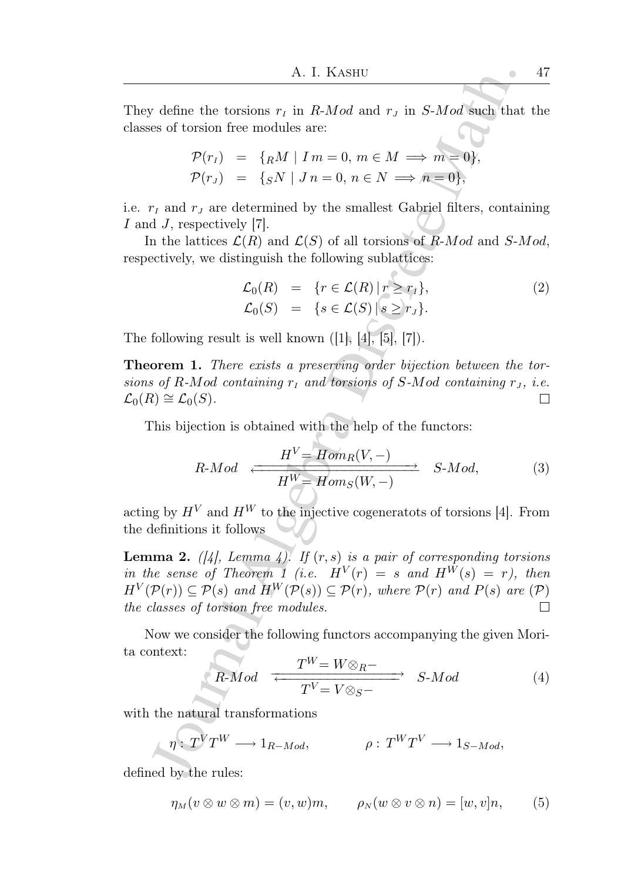They define the torsions $r_I$ in $R$-$Mod$ and $r_J$ in $S$-$Mod$ such that the classes of torsion free modules are:

$$
\begin{aligned}
\mathcal{P}(r_I) &= \{{}_R M \mid I\,m = 0,\, m \in M \implies m = 0\}, \\
\mathcal{P}(r_J) &= \{{}_S N \mid J\,n = 0,\, n \in N \implies n = 0\},
\end{aligned}
$$

i.e. $r_I$ and $r_J$ are determined by the smallest Gabriel filters, containing $I$ and $J$, respectively [7].

In the lattices $\mathcal{L}(R)$ and $\mathcal{L}(S)$ of all torsions of $R$-$Mod$ and $S$-$Mod$, respectively, we distinguish the following sublattices:

$$
\begin{aligned}
\mathcal{L}_0(R) &= \{r \in \mathcal{L}(R) \,|\, r \geq r_I\}, \\
\mathcal{L}_0(S) &= \{s \in \mathcal{L}(S) \,|\, s \geq r_J\}.
\end{aligned} \tag{2}
$$

The following result is well known ([1], [4], [5], [7]).

**Theorem 1.** *There exists a preserving order bijection between the torsions of $R$-$Mod$ containing $r_I$ and torsions of $S$-$Mod$ containing $r_J$, i.e. $\mathcal{L}_0(R) \cong \mathcal{L}_0(S)$.* $\square$

This bijection is obtained with the help of the functors:

$$
R\text{-}Mod \quad \underset{H^W = Hom_S(W,-)}{\overset{H^V = Hom_R(V,-)}{\rightleftarrows}} \quad S\text{-}Mod, \tag{3}
$$

acting by $H^V$ and $H^W$ to the injective cogeneratots of torsions [4]. From the definitions it follows

**Lemma 2.** *([4], Lemma 4). If $(r, s)$ is a pair of corresponding torsions in the sense of Theorem 1 (i.e. $H^V(r) = s$ and $H^W(s) = r$), then $H^V(\mathcal{P}(r)) \subseteq \mathcal{P}(s)$ and $H^W(\mathcal{P}(s)) \subseteq \mathcal{P}(r)$, where $\mathcal{P}(r)$ and $P(s)$ are $(\mathcal{P})$ the classes of torsion free modules.* $\square$

Now we consider the following functors accompanying the given Morita context:

$$
R\text{-}Mod \quad \underset{T^V = V \otimes_S -}{\overset{T^W = W \otimes_R -}{\rightleftarrows}} \quad S\text{-}Mod \tag{4}
$$

with the natural transformations

$$
\eta : T^V T^W \longrightarrow 1_{R-Mod}, \qquad \rho : T^W T^V \longrightarrow 1_{S-Mod},
$$

defined by the rules:

$$
\eta_M(v \otimes w \otimes m) = (v, w)m, \qquad \rho_N(w \otimes v \otimes n) = [w, v]n, \tag{5}
$$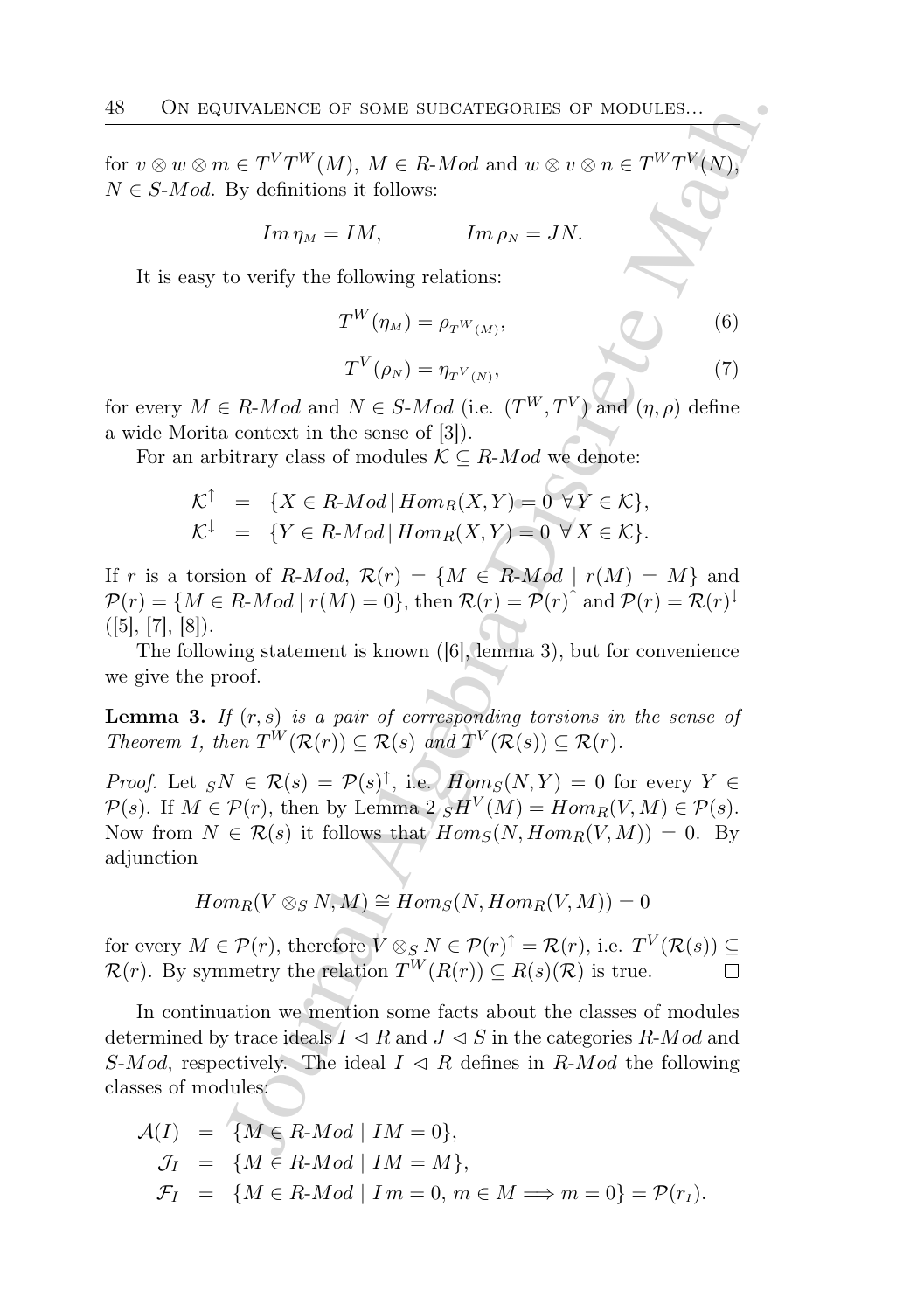for $v \otimes w \otimes m \in T^V T^W(M)$, $M \in R\text{-}Mod$ and $w \otimes v \otimes n \in T^W T^V(N)$, $N \in S\text{-}Mod$. By definitions it follows:

$$Im\,\eta_M = IM, \qquad Im\,\rho_N = JN.$$

It is easy to verify the following relations:

$$T^W(\eta_M) = \rho_{T^W(M)}, \tag{6}$$

$$T^V(\rho_N) = \eta_{T^V(N)}, \tag{7}$$

for every $M \in R\text{-}Mod$ and $N \in S\text{-}Mod$ (i.e. $(T^W, T^V)$ and $(\eta, \rho)$ define a wide Morita context in the sense of [3]).

For an arbitrary class of modules $\mathcal{K} \subseteq R\text{-}Mod$ we denote:

$$\begin{aligned}
\mathcal{K}^{\uparrow} &= \{X \in R\text{-}Mod \,|\, Hom_R(X,Y) = 0 \;\; \forall Y \in \mathcal{K}\}, \\
\mathcal{K}^{\downarrow} &= \{Y \in R\text{-}Mod \,|\, Hom_R(X,Y) = 0 \;\; \forall X \in \mathcal{K}\}.
\end{aligned}$$

If $r$ is a torsion of $R\text{-}Mod$, $\mathcal{R}(r) = \{M \in R\text{-}Mod \mid r(M) = M\}$ and $\mathcal{P}(r) = \{M \in R\text{-}Mod \mid r(M) = 0\}$, then $\mathcal{R}(r) = \mathcal{P}(r)^{\uparrow}$ and $\mathcal{P}(r) = \mathcal{R}(r)^{\downarrow}$ ([5], [7], [8]).

The following statement is known ([6], lemma 3), but for convenience we give the proof.

**Lemma 3.** *If $(r, s)$ is a pair of corresponding torsions in the sense of Theorem 1, then $T^W(\mathcal{R}(r)) \subseteq \mathcal{R}(s)$ and $T^V(\mathcal{R}(s)) \subseteq \mathcal{R}(r)$.*

*Proof.* Let ${}_SN \in \mathcal{R}(s) = \mathcal{P}(s)^{\uparrow}$, i.e. $Hom_S(N, Y) = 0$ for every $Y \in \mathcal{P}(s)$. If $M \in \mathcal{P}(r)$, then by Lemma 2 ${}_SH^V(M) = Hom_R(V, M) \in \mathcal{P}(s)$. Now from $N \in \mathcal{R}(s)$ it follows that $Hom_S(N, Hom_R(V, M)) = 0$. By adjunction

$$Hom_R(V \otimes_S N, M) \cong Hom_S(N, Hom_R(V, M)) = 0$$

for every $M \in \mathcal{P}(r)$, therefore $V \otimes_S N \in \mathcal{P}(r)^{\uparrow} = \mathcal{R}(r)$, i.e. $T^V(\mathcal{R}(s)) \subseteq \mathcal{R}(r)$. By symmetry the relation $T^W(R(r)) \subseteq R(s)(\mathcal{R})$ is true. $\square$

In continuation we mention some facts about the classes of modules determined by trace ideals $I \lhd R$ and $J \lhd S$ in the categories $R\text{-}Mod$ and $S\text{-}Mod$, respectively. The ideal $I \lhd R$ defines in $R\text{-}Mod$ the following classes of modules:

$$\begin{aligned}
\mathcal{A}(I) &= \{M \in R\text{-}Mod \mid IM = 0\}, \\
\mathcal{J}_I &= \{M \in R\text{-}Mod \mid IM = M\}, \\
\mathcal{F}_I &= \{M \in R\text{-}Mod \mid I\,m = 0,\, m \in M \Longrightarrow m = 0\} = \mathcal{P}(r_I).
\end{aligned}$$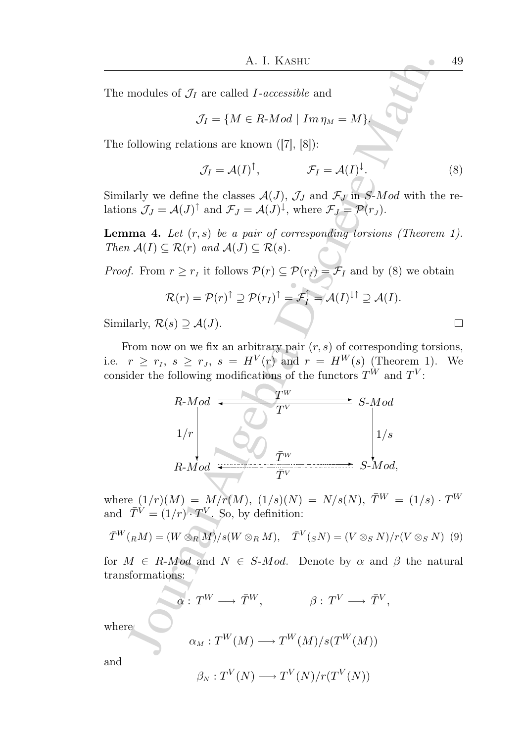The modules of $\mathcal{J}_I$ are called *I-accessible* and

$$\mathcal{J}_I = \{M \in R\text{-}Mod \mid Im\, \eta_M = M\}.$$

The following relations are known ([7], [8]):

$$\mathcal{J}_I = \mathcal{A}(I)^{\uparrow}, \qquad \mathcal{F}_I = \mathcal{A}(I)^{\downarrow}. \tag{8}$$

Similarly we define the classes $\mathcal{A}(J)$, $\mathcal{J}_J$ and $\mathcal{F}_J$ in $S\text{-}Mod$ with the relations $\mathcal{J}_J = \mathcal{A}(J)^{\uparrow}$ and $\mathcal{F}_J = \mathcal{A}(J)^{\downarrow}$, where $\mathcal{F}_J = \mathcal{P}(r_J)$.

**Lemma 4.** *Let $(r, s)$ be a pair of corresponding torsions (Theorem 1). Then $\mathcal{A}(I) \subseteq \mathcal{R}(r)$ and $\mathcal{A}(J) \subseteq \mathcal{R}(s)$.*

*Proof.* From $r \geq r_I$ it follows $\mathcal{P}(r) \subseteq \mathcal{P}(r_I) = \mathcal{F}_I$ and by (8) we obtain

$$\mathcal{R}(r) = \mathcal{P}(r)^{\uparrow} \supseteq \mathcal{P}(r_I)^{\uparrow} = \mathcal{F}_I^{\uparrow} = \mathcal{A}(I)^{\downarrow\uparrow} \supseteq \mathcal{A}(I).$$

Similarly, $\mathcal{R}(s) \supseteq \mathcal{A}(J)$. $\square$

From now on we fix an arbitrary pair $(r, s)$ of corresponding torsions, i.e. $r \geq r_I$, $s \geq r_J$, $s = H^V(r)$ and $r = H^W(s)$ (Theorem 1). We consider the following modifications of the functors $T^W$ and $T^V$:

$$\begin{array}{ccc}
R\text{-}Mod & \underset{T^V}{\overset{T^W}{\rightleftarrows}} & S\text{-}Mod \\
\downarrow {\scriptstyle 1/r} & & \downarrow {\scriptstyle 1/s} \\
R\text{-}Mod & \underset{\bar{T}^V}{\overset{\bar{T}^W}{\rightleftarrows}} & S\text{-}Mod,
\end{array}$$

where $(1/r)(M) = M/r(M)$, $(1/s)(N) = N/s(N)$, $\bar{T}^W = (1/s) \cdot T^W$ and $\bar{T}^V = (1/r) \cdot T^V$. So, by definition:

$$\bar{T}^W({}_RM) = (W \otimes_R M)/s(W \otimes_R M), \quad \bar{T}^V({}_SN) = (V \otimes_S N)/r(V \otimes_S N) \tag{9}$$

for $M \in R\text{-}Mod$ and $N \in S\text{-}Mod$. Denote by $\alpha$ and $\beta$ the natural transformations:

$$\alpha : T^W \longrightarrow \bar{T}^W, \qquad \beta : T^V \longrightarrow \bar{T}^V,$$

where

$$\alpha_M : T^W(M) \longrightarrow T^W(M)/s(T^W(M))$$

and

$$\beta_N : T^V(N) \longrightarrow T^V(N)/r(T^V(N))$$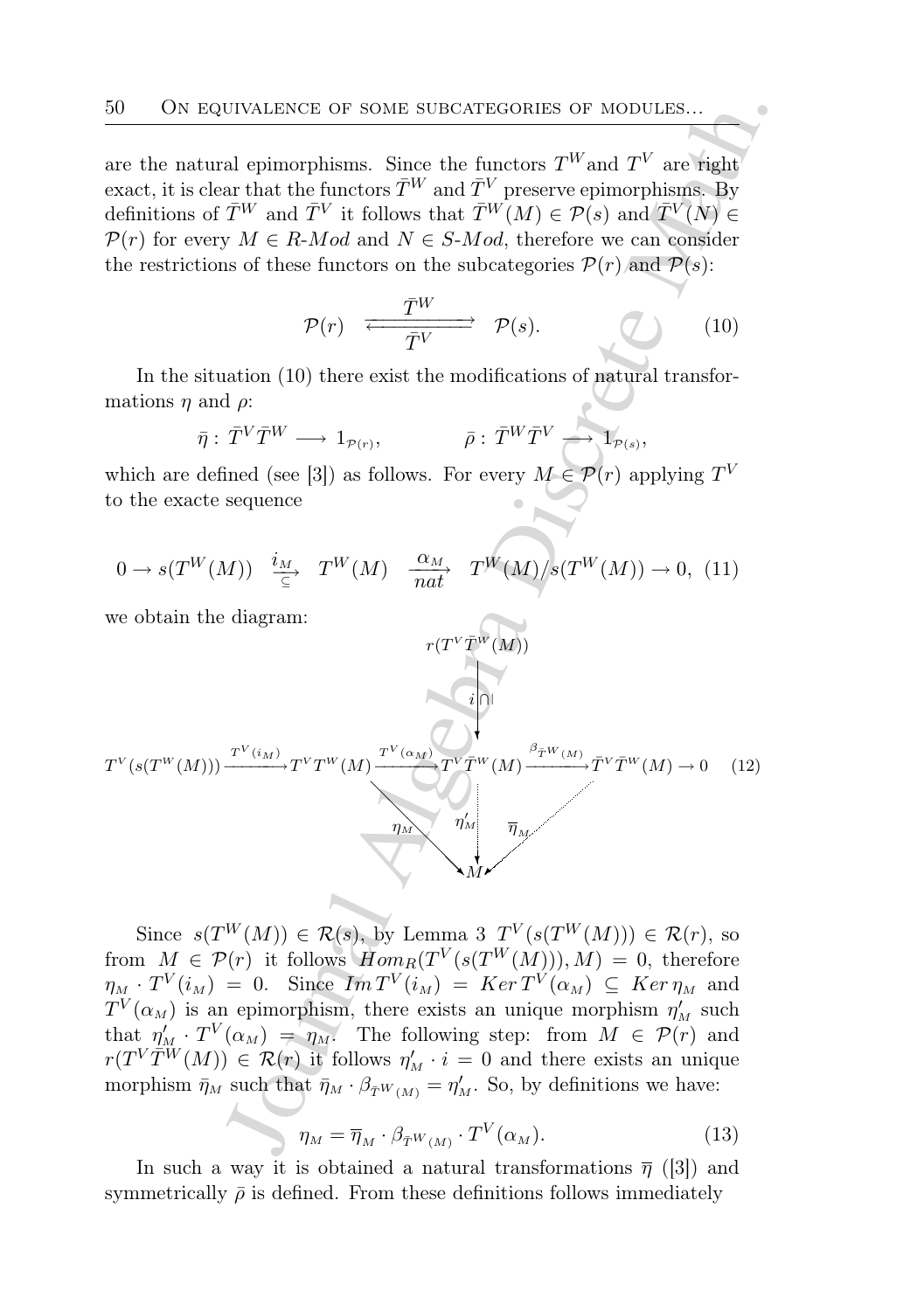are the natural epimorphisms. Since the functors $T^W$ and $T^V$ are right exact, it is clear that the functors $\bar{T}^W$ and $\bar{T}^V$ preserve epimorphisms. By definitions of $\bar{T}^W$ and $\bar{T}^V$ it follows that $\bar{T}^W(M) \in \mathcal{P}(s)$ and $\bar{T}^V(N) \in \mathcal{P}(r)$ for every $M \in R\text{-}Mod$ and $N \in S\text{-}Mod$, therefore we can consider the restrictions of these functors on the subcategories $\mathcal{P}(r)$ and $\mathcal{P}(s)$:

$$\mathcal{P}(r) \quad \underset{\bar{T}^V}{\overset{\bar{T}^W}{\rightleftarrows}} \quad \mathcal{P}(s). \tag{10}$$

In the situation (10) there exist the modifications of natural transformations $\eta$ and $\rho$:

$$\bar{\eta} : \bar{T}^V \bar{T}^W \longrightarrow 1_{\mathcal{P}(r)}, \qquad \bar{\rho} : \bar{T}^W \bar{T}^V \longrightarrow 1_{\mathcal{P}(s)},$$

which are defined (see [3]) as follows. For every $M \in \mathcal{P}(r)$ applying $T^V$ to the exacte sequence

$$0 \to s(T^W(M)) \ \xrightarrow[\subseteq]{i_M} \ T^W(M) \ \xrightarrow[nat]{\alpha_M} \ T^W(M)/s(T^W(M)) \to 0, \tag{11}$$

we obtain the diagram:

$$\begin{array}{ccccccc}
 & & & & r(T^V\bar{T}^W(M)) & & \\
 & & & & \downarrow i \,\cap| & & \\
T^V(s(T^W(M))) & \xrightarrow{T^V(i_M)} & T^V T^W(M) & \xrightarrow{T^V(\alpha_M)} & T^V\bar{T}^W(M) & \xrightarrow{\beta_{\bar{T}^W(M)}} & \bar{T}^V\bar{T}^W(M) \to 0 \\
 & & & \searrow^{\eta_M} & \downarrow \eta'_M & \swarrow_{\overline{\eta}_M} & \\
 & & & & M & &
\end{array} \tag{12}$$

Since $s(T^W(M)) \in \mathcal{R}(s)$, by Lemma 3 $T^V(s(T^W(M))) \in \mathcal{R}(r)$, so from $M \in \mathcal{P}(r)$ it follows $Hom_R(T^V(s(T^W(M))), M) = 0$, therefore $\eta_M \cdot T^V(i_M) = 0$. Since $Im\, T^V(i_M) = Ker\, T^V(\alpha_M) \subseteq Ker\, \eta_M$ and $T^V(\alpha_M)$ is an epimorphism, there exists an unique morphism $\eta'_M$ such that $\eta'_M \cdot T^V(\alpha_M) = \eta_M$. The following step: from $M \in \mathcal{P}(r)$ and $r(T^V\bar{T}^W(M)) \in \mathcal{R}(r)$ it follows $\eta'_M \cdot i = 0$ and there exists an unique morphism $\bar{\eta}_M$ such that $\bar{\eta}_M \cdot \beta_{\bar{T}^W(M)} = \eta'_M$. So, by definitions we have:

$$\eta_M = \overline{\eta}_M \cdot \beta_{\bar{T}^W(M)} \cdot T^V(\alpha_M). \tag{13}$$

In such a way it is obtained a natural transformations $\overline{\eta}$ ([3]) and symmetrically $\bar{\rho}$ is defined. From these definitions follows immediately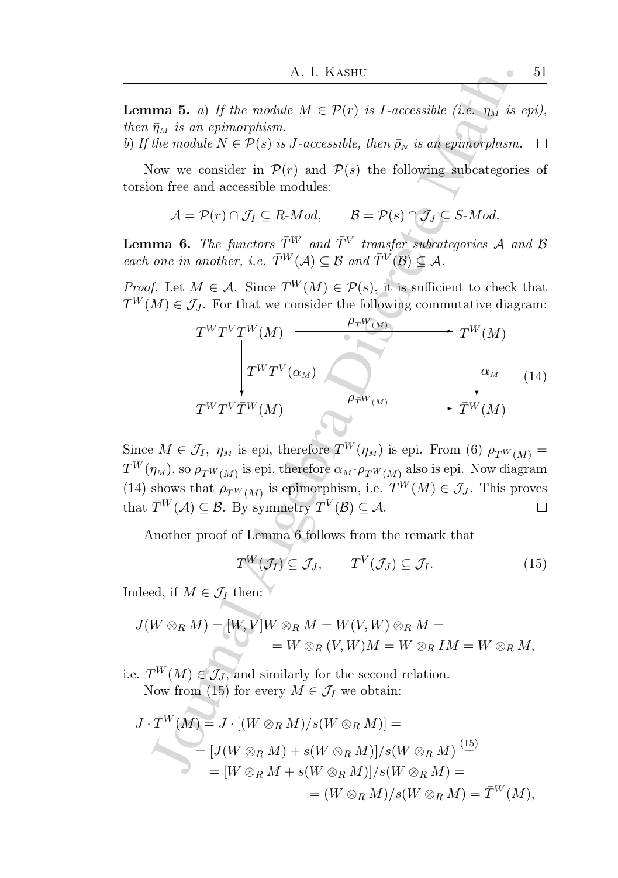**Lemma 5.** *a) If the module $M \in \mathcal{P}(r)$ is $I$-accessible (i.e. $\eta_M$ is epi), then $\bar{\eta}_M$ is an epimorphism.*
*b) If the module $N \in \mathcal{P}(s)$ is $J$-accessible, then $\bar{\rho}_N$ is an epimorphism.* $\square$

Now we consider in $\mathcal{P}(r)$ and $\mathcal{P}(s)$ the following subcategories of torsion free and accessible modules:

$$\mathcal{A} = \mathcal{P}(r) \cap \mathcal{J}_I \subseteq R\text{-}Mod, \qquad \mathcal{B} = \mathcal{P}(s) \cap \mathcal{J}_J \subseteq S\text{-}Mod.$$

**Lemma 6.** *The functors $\bar{T}^W$ and $\bar{T}^V$ transfer subcategories $\mathcal{A}$ and $\mathcal{B}$ each one in another, i.e. $\bar{T}^W(\mathcal{A}) \subseteq \mathcal{B}$ and $\bar{T}^V(\mathcal{B}) \subseteq \mathcal{A}$.*

*Proof.* Let $M \in \mathcal{A}$. Since $\bar{T}^W(M) \in \mathcal{P}(s)$, it is sufficient to check that $\bar{T}^W(M) \in \mathcal{J}_J$. For that we consider the following commutative diagram:

$$\begin{array}{ccc} T^W T^V T^W(M) & \xrightarrow{\quad \rho_{T^W(M)} \quad} & T^W(M) \\ \Big\downarrow {\scriptstyle T^W T^V(\alpha_M)} & & \Big\downarrow {\scriptstyle \alpha_M} \\ T^W T^V \bar{T}^W(M) & \xrightarrow{\quad \rho_{\bar{T}^W(M)} \quad} & \bar{T}^W(M) \end{array} \tag{14}$$

Since $M \in \mathcal{J}_I$, $\eta_M$ is epi, therefore $T^W(\eta_M)$ is epi. From (6) $\rho_{T^W(M)} = T^W(\eta_M)$, so $\rho_{T^W(M)}$ is epi, therefore $\alpha_M \cdot \rho_{T^W(M)}$ also is epi. Now diagram (14) shows that $\rho_{\bar{T}^W(M)}$ is epimorphism, i.e. $\bar{T}^W(M) \in \mathcal{J}_J$. This proves that $\bar{T}^W(\mathcal{A}) \subseteq \mathcal{B}$. By symmetry $\bar{T}^V(\mathcal{B}) \subseteq \mathcal{A}$. $\square$

Another proof of Lemma 6 follows from the remark that

$$T^W(\mathcal{J}_I) \subseteq \mathcal{J}_J, \qquad T^V(\mathcal{J}_J) \subseteq \mathcal{J}_I. \tag{15}$$

Indeed, if $M \in \mathcal{J}_I$ then:

$$\begin{aligned} J(W \otimes_R M) = [W,V]W \otimes_R M = W(V,W) \otimes_R M = \\ = W \otimes_R (V,W)M = W \otimes_R IM = W \otimes_R M, \end{aligned}$$

i.e. $T^W(M) \in \mathcal{J}_J$, and similarly for the second relation.
Now from (15) for every $M \in \mathcal{J}_I$ we obtain:

$$\begin{aligned} J \cdot \bar{T}^W(M) &= J \cdot [(W \otimes_R M)/s(W \otimes_R M)] = \\ &= [J(W \otimes_R M) + s(W \otimes_R M)]/s(W \otimes_R M) \overset{(15)}{=} \\ &= [W \otimes_R M + s(W \otimes_R M)]/s(W \otimes_R M) = \\ &= (W \otimes_R M)/s(W \otimes_R M) = \bar{T}^W(M), \end{aligned}$$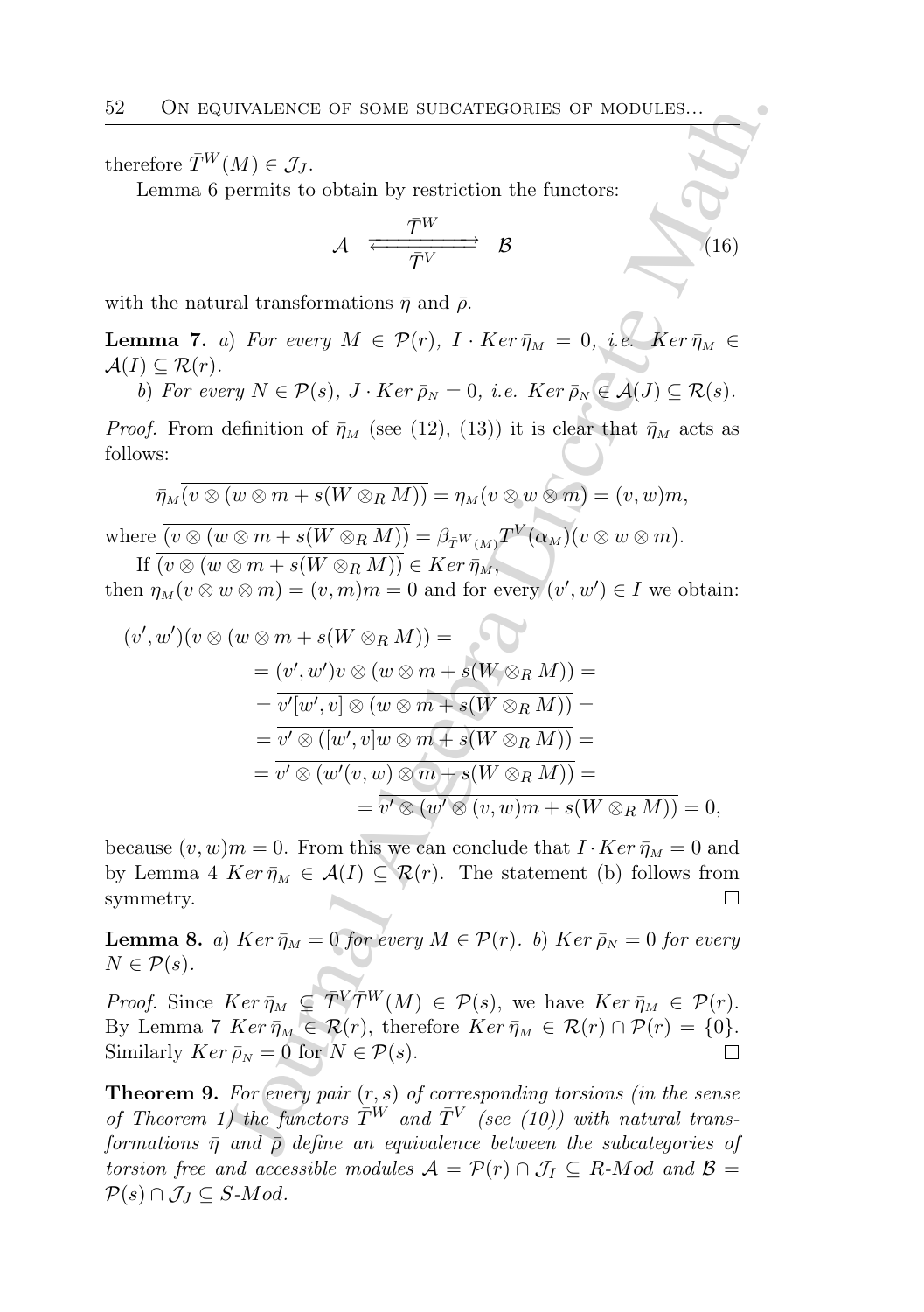therefore $\bar{T}^W(M) \in \mathcal{J}_J$.

Lemma 6 permits to obtain by restriction the functors:

$$\mathcal{A} \quad \underset{\bar{T}^V}{\overset{\bar{T}^W}{\rightleftarrows}} \quad \mathcal{B} \tag{16}$$

with the natural transformations $\bar{\eta}$ and $\bar{\rho}$.

**Lemma 7.** *a) For every $M \in \mathcal{P}(r)$, $I \cdot Ker\, \bar{\eta}_M = 0$, i.e. $Ker\, \bar{\eta}_M \in \mathcal{A}(I) \subseteq \mathcal{R}(r)$.*

*b) For every $N \in \mathcal{P}(s)$, $J \cdot Ker\, \bar{\rho}_N = 0$, i.e. $Ker\, \bar{\rho}_N \in \mathcal{A}(J) \subseteq \mathcal{R}(s)$.*

*Proof.* From definition of $\bar{\eta}_M$ (see (12), (13)) it is clear that $\bar{\eta}_M$ acts as follows:

$$\bar{\eta}_M \overline{(v \otimes (w \otimes m + s(W \otimes_R M))} = \eta_M(v \otimes w \otimes m) = (v, w)m,$$

where $\overline{(v \otimes (w \otimes m + s(W \otimes_R M))} = \beta_{\bar{T}^W(M)} T^V(\alpha_M)(v \otimes w \otimes m)$.

If $\overline{(v \otimes (w \otimes m + s(W \otimes_R M))} \in Ker\, \bar{\eta}_M$,

then $\eta_M(v \otimes w \otimes m) = (v, m)m = 0$ and for every $(v', w') \in I$ we obtain:

$$\begin{aligned}
(v', w')\overline{(v \otimes (w \otimes m + s(W \otimes_R M))} &= \\
&= \overline{(v', w')v \otimes (w \otimes m + s(W \otimes_R M))} = \\
&= \overline{v'[w', v] \otimes (w \otimes m + s(W \otimes_R M))} = \\
&= \overline{v' \otimes ([w', v]w \otimes m + s(W \otimes_R M))} = \\
&= \overline{v' \otimes (w'(v, w) \otimes m + s(W \otimes_R M))} = \\
&= \overline{v' \otimes (w' \otimes (v, w)m + s(W \otimes_R M))} = 0,
\end{aligned}$$

because $(v, w)m = 0$. From this we can conclude that $I \cdot Ker\, \bar{\eta}_M = 0$ and by Lemma 4 $Ker\, \bar{\eta}_M \in \mathcal{A}(I) \subseteq \mathcal{R}(r)$. The statement (b) follows from symmetry. $\square$

**Lemma 8.** *a) $Ker\, \bar{\eta}_M = 0$ for every $M \in \mathcal{P}(r)$. b) $Ker\, \bar{\rho}_N = 0$ for every $N \in \mathcal{P}(s)$.*

*Proof.* Since $Ker\, \bar{\eta}_M \subseteq \bar{T}^V \bar{T}^W(M) \in \mathcal{P}(s)$, we have $Ker\, \bar{\eta}_M \in \mathcal{P}(r)$. By Lemma 7 $Ker\, \bar{\eta}_M \in \mathcal{R}(r)$, therefore $Ker\, \bar{\eta}_M \in \mathcal{R}(r) \cap \mathcal{P}(r) = \{0\}$. Similarly $Ker\, \bar{\rho}_N = 0$ for $N \in \mathcal{P}(s)$. $\square$

**Theorem 9.** *For every pair $(r, s)$ of corresponding torsions (in the sense of Theorem 1) the functors $\bar{T}^W$ and $\bar{T}^V$ (see (10)) with natural transformations $\bar{\eta}$ and $\bar{\rho}$ define an equivalence between the subcategories of torsion free and accessible modules $\mathcal{A} = \mathcal{P}(r) \cap \mathcal{J}_I \subseteq R\text{-}Mod$ and $\mathcal{B} = \mathcal{P}(s) \cap \mathcal{J}_J \subseteq S\text{-}Mod$.*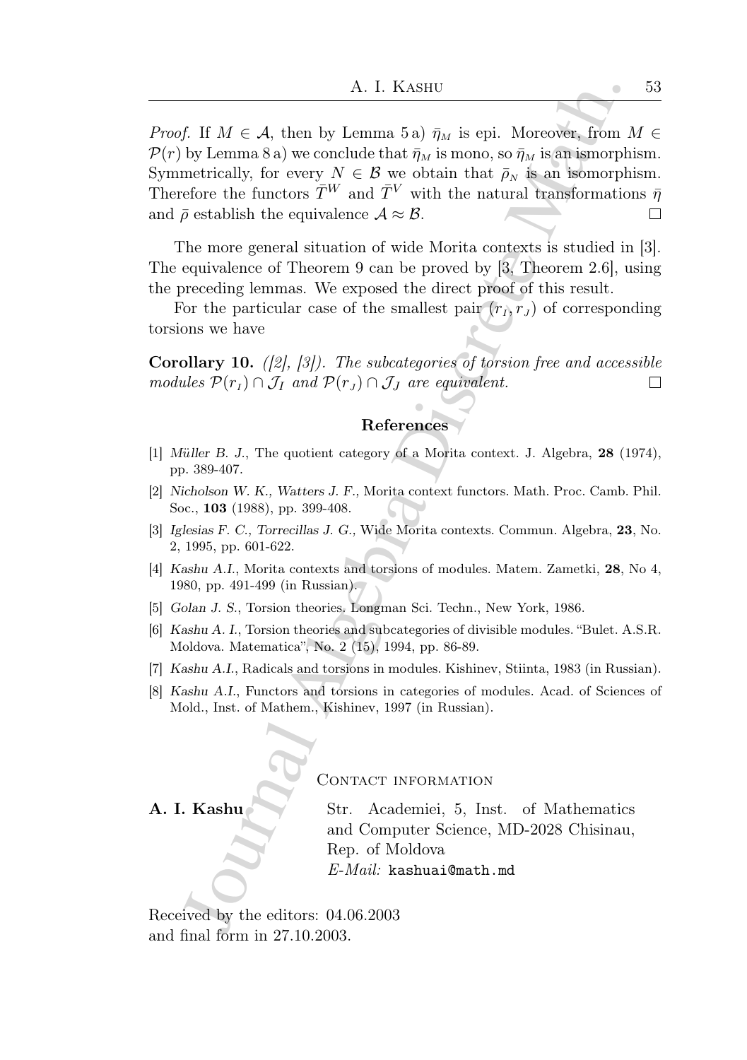*Proof.* If $M \in \mathcal{A}$, then by Lemma 5 a) $\bar{\eta}_M$ is epi. Moreover, from $M \in \mathcal{P}(r)$ by Lemma 8 a) we conclude that $\bar{\eta}_M$ is mono, so $\bar{\eta}_M$ is an ismorphism. Symmetrically, for every $N \in \mathcal{B}$ we obtain that $\bar{\rho}_N$ is an isomorphism. Therefore the functors $\bar{T}^W$ and $\bar{T}^V$ with the natural transformations $\bar{\eta}$ and $\bar{\rho}$ establish the equivalence $\mathcal{A} \approx \mathcal{B}$. □

The more general situation of wide Morita contexts is studied in [3]. The equivalence of Theorem 9 can be proved by [3, Theorem 2.6], using the preceding lemmas. We exposed the direct proof of this result.

For the particular case of the smallest pair $(r_I, r_J)$ of corresponding torsions we have

**Corollary 10.** *([2], [3]). The subcategories of torsion free and accessible modules $\mathcal{P}(r_I) \cap \mathcal{J}_I$ and $\mathcal{P}(r_J) \cap \mathcal{J}_J$ are equivalent.* □

## References

[1] *Müller B. J.*, The quotient category of a Morita context. J. Algebra, **28** (1974), pp. 389-407.

[2] *Nicholson W. K., Watters J. F.*, Morita context functors. Math. Proc. Camb. Phil. Soc., **103** (1988), pp. 399-408.

[3] *Iglesias F. C., Torrecillas J. G.*, Wide Morita contexts. Commun. Algebra, **23**, No. 2, 1995, pp. 601-622.

[4] *Kashu A.I.*, Morita contexts and torsions of modules. Matem. Zametki, **28**, No 4, 1980, pp. 491-499 (in Russian).

[5] *Golan J. S.*, Torsion theories. Longman Sci. Techn., New York, 1986.

[6] *Kashu A. I.*, Torsion theories and subcategories of divisible modules. "Bulet. A.S.R. Moldova. Matematica", No. 2 (15), 1994, pp. 86-89.

[7] *Kashu A.I.*, Radicals and torsions in modules. Kishinev, Stiinta, 1983 (in Russian).

[8] *Kashu A.I.*, Functors and torsions in categories of modules. Acad. of Sciences of Mold., Inst. of Mathem., Kishinev, 1997 (in Russian).

## Contact information

**A. I. Kashu**

Str. Academiei, 5, Inst. of Mathematics and Computer Science, MD-2028 Chisinau, Rep. of Moldova

*E-Mail:* kashuai@math.md

Received by the editors: 04.06.2003
and final form in 27.10.2003.